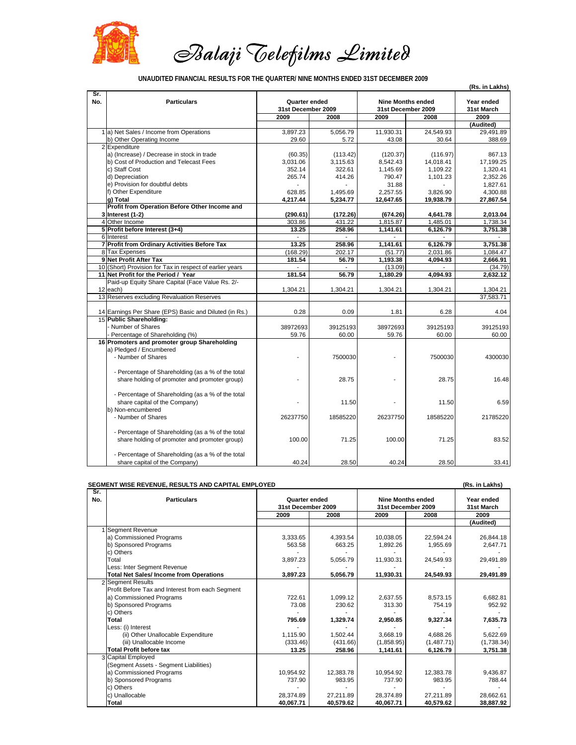# Balaji Telefilms Limited

**UNAUDITED FINANCIAL RESULTS FOR THE QUARTER/ NINE MONTHS ENDED 31ST DECEMBER 2009**

(Rs. in Lakhs)

| Sr. No. | Particulars | Quarter ended 31st December 2009 | | Nine Months ended 31st December 2009 | | Year ended 31st March |
|---|---|---|---|---|---|---|
| | | 2009 | 2008 | 2009 | 2008 | 2009 |
| | | | | | | (Audited) |
| 1 | a) Net Sales / Income from Operations | 3,897.23 | 5,056.79 | 11,930.31 | 24,549.93 | 29,491.89 |
| | b) Other Operating Income | 29.60 | 5.72 | 43.08 | 30.64 | 388.69 |
| 2 | Expenditure | | | | | |
| | a) (Increase) / Decrease in stock in trade | (60.35) | (113.42) | (120.37) | (116.97) | 867.13 |
| | b) Cost of Production and Telecast Fees | 3,031.06 | 3,115.63 | 8,542.43 | 14,018.41 | 17,199.25 |
| | c) Staff Cost | 352.14 | 322.61 | 1,145.69 | 1,109.22 | 1,320.41 |
| | d) Depreciation | 265.74 | 414.26 | 790.47 | 1,101.23 | 2,352.26 |
| | e) Provision for doubtful debts | - | - | 31.88 | - | 1,827.61 |
| | f) Other Expenditure | 628.85 | 1,495.69 | 2,257.55 | 3,826.90 | 4,300.88 |
| | **g) Total** | **4,217.44** | **5,234.77** | **12,647.65** | **19,938.79** | **27,867.54** |
| 3 | **Profit from Operation Before Other Income and Interest (1-2)** | **(290.61)** | **(172.26)** | **(674.26)** | **4,641.78** | **2,013.04** |
| 4 | Other Income | 303.86 | 431.22 | 1,815.87 | 1,485.01 | 1,738.34 |
| 5 | **Profit before Interest (3+4)** | **13.25** | **258.96** | **1,141.61** | **6,126.79** | **3,751.38** |
| 6 | Interest | - | - | - | - | - |
| 7 | **Profit from Ordinary Activities Before Tax** | **13.25** | **258.96** | **1,141.61** | **6,126.79** | **3,751.38** |
| 8 | Tax Expenses | (168.29) | 202.17 | (51.77) | 2,031.86 | 1,084.47 |
| 9 | **Net Profit After Tax** | **181.54** | **56.79** | **1,193.38** | **4,094.93** | **2,666.91** |
| 10 | (Short) Provision for Tax in respect of earlier years | - | - | (13.09) | - | (34.79) |
| 11 | **Net Profit for the Period / Year** | **181.54** | **56.79** | **1,180.29** | **4,094.93** | **2,632.12** |
| 12 | Paid-up Equity Share Capital (Face Value Rs. 2/- each) | 1,304.21 | 1,304.21 | 1,304.21 | 1,304.21 | 1,304.21 |
| 13 | Reserves excluding Revaluation Reserves | | | | | 37,583.71 |
| 14 | Earnings Per Share (EPS) Basic and Diluted (in Rs.) | 0.28 | 0.09 | 1.81 | 6.28 | 4.04 |
| 15 | **Public Shareholding:** | | | | | |
| | - Number of Shares | 38972693 | 39125193 | 38972693 | 39125193 | 39125193 |
| | - Percentage of Shareholding (%) | 59.76 | 60.00 | 59.76 | 60.00 | 60.00 |
| 16 | **Promoters and promoter group Shareholding** | | | | | |
| | a) Pledged / Encumbered | | | | | |
| | - Number of Shares | - | 7500030 | - | 7500030 | 4300030 |
| | - Percentage of Shareholding (as a % of the total share holding of promoter and promoter group) | - | 28.75 | - | 28.75 | 16.48 |
| | - Percentage of Shareholding (as a % of the total share capital of the Company) | - | 11.50 | - | 11.50 | 6.59 |
| | b) Non-encumbered | | | | | |
| | - Number of Shares | 26237750 | 18585220 | 26237750 | 18585220 | 21785220 |
| | - Percentage of Shareholding (as a % of the total share holding of promoter and promoter group) | 100.00 | 71.25 | 100.00 | 71.25 | 83.52 |
| | - Percentage of Shareholding (as a % of the total share capital of the Company) | 40.24 | 28.50 | 40.24 | 28.50 | 33.41 |

**SEGMENT WISE REVENUE, RESULTS AND CAPITAL EMPLOYED**

(Rs. in Lakhs)

| Sr. No. | Particulars | Quarter ended 31st December 2009 | | Nine Months ended 31st December 2009 | | Year ended 31st March |
|---|---|---|---|---|---|---|
| | | 2009 | 2008 | 2009 | 2008 | 2009 |
| | | | | | | (Audited) |
| 1 | Segment Revenue | | | | | |
| | a) Commissioned Programs | 3,333.65 | 4,393.54 | 10,038.05 | 22,594.24 | 26,844.18 |
| | b) Sponsored Programs | 563.58 | 663.25 | 1,892.26 | 1,955.69 | 2,647.71 |
| | c) Others | - | - | - | - | - |
| | Total | 3,897.23 | 5,056.79 | 11,930.31 | 24,549.93 | 29,491.89 |
| | Less: Inter Segment Revenue | - | - | - | - | - |
| | **Total Net Sales/ Income from Operations** | **3,897.23** | **5,056.79** | **11,930.31** | **24,549.93** | **29,491.89** |
| 2 | Segment Results | | | | | |
| | Profit Before Tax and Interest from each Segment | | | | | |
| | a) Commissioned Programs | 722.61 | 1,099.12 | 2,637.55 | 8,573.15 | 6,682.81 |
| | b) Sponsored Programs | 73.08 | 230.62 | 313.30 | 754.19 | 952.92 |
| | c) Others | - | - | - | - | - |
| | **Total** | **795.69** | **1,329.74** | **2,950.85** | **9,327.34** | **7,635.73** |
| | Less: (i) Interest | - | - | - | - | - |
| | (ii) Other Unallocable Expenditure | 1,115.90 | 1,502.44 | 3,668.19 | 4,688.26 | 5,622.69 |
| | (iii) Unallocable Income | (333.46) | (431.66) | (1,858.95) | (1,487.71) | (1,738.34) |
| | **Total Profit before tax** | **13.25** | **258.96** | **1,141.61** | **6,126.79** | **3,751.38** |
| 3 | Capital Employed | | | | | |
| | (Segment Assets - Segment Liabilities) | | | | | |
| | a) Commissioned Programs | 10,954.92 | 12,383.78 | 10,954.92 | 12,383.78 | 9,436.87 |
| | b) Sponsored Programs | 737.90 | 983.95 | 737.90 | 983.95 | 788.44 |
| | c) Others | - | - | - | - | - |
| | c) Unallocable | 28,374.89 | 27,211.89 | 28,374.89 | 27,211.89 | 28,662.61 |
| | **Total** | **40,067.71** | **40,579.62** | **40,067.71** | **40,579.62** | **38,887.92** |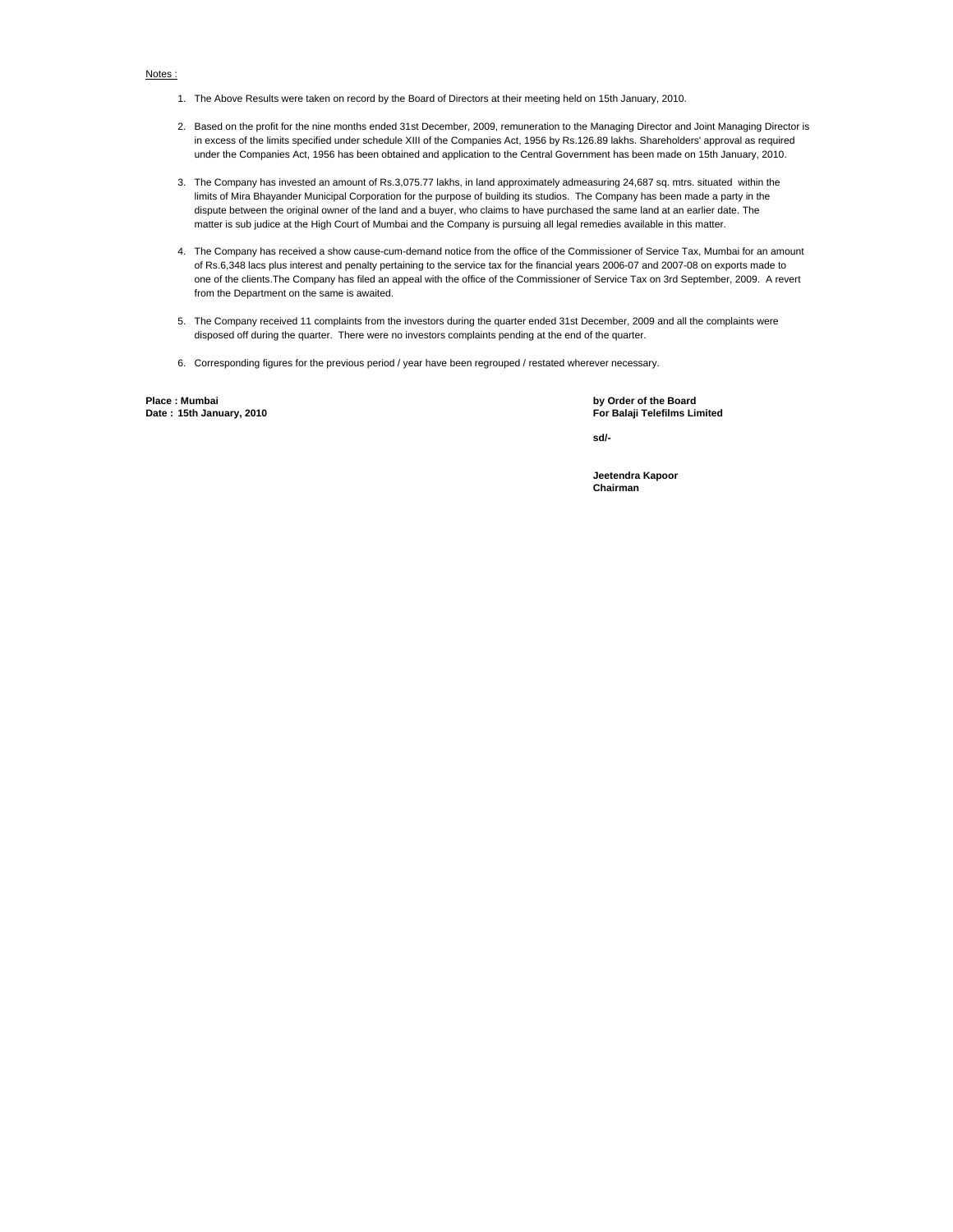Notes :

1. The Above Results were taken on record by the Board of Directors at their meeting held on 15th January, 2010.

2. Based on the profit for the nine months ended 31st December, 2009, remuneration to the Managing Director and Joint Managing Director is in excess of the limits specified under schedule XIII of the Companies Act, 1956 by Rs.126.89 lakhs. Shareholders' approval as required under the Companies Act, 1956 has been obtained and application to the Central Government has been made on 15th January, 2010.

3. The Company has invested an amount of Rs.3,075.77 lakhs, in land approximately admeasuring 24,687 sq. mtrs. situated within the limits of Mira Bhayander Municipal Corporation for the purpose of building its studios. The Company has been made a party in the dispute between the original owner of the land and a buyer, who claims to have purchased the same land at an earlier date. The matter is sub judice at the High Court of Mumbai and the Company is pursuing all legal remedies available in this matter.

4. The Company has received a show cause-cum-demand notice from the office of the Commissioner of Service Tax, Mumbai for an amount of Rs.6,348 lacs plus interest and penalty pertaining to the service tax for the financial years 2006-07 and 2007-08 on exports made to one of the clients.The Company has filed an appeal with the office of the Commissioner of Service Tax on 3rd September, 2009. A revert from the Department on the same is awaited.

5. The Company received 11 complaints from the investors during the quarter ended 31st December, 2009 and all the complaints were disposed off during the quarter. There were no investors complaints pending at the end of the quarter.

6. Corresponding figures for the previous period / year have been regrouped / restated wherever necessary.

**Place : Mumbai**
**Date : 15th January, 2010**

**by Order of the Board**
**For Balaji Telefilms Limited**

**sd/-**

**Jeetendra Kapoor**
**Chairman**